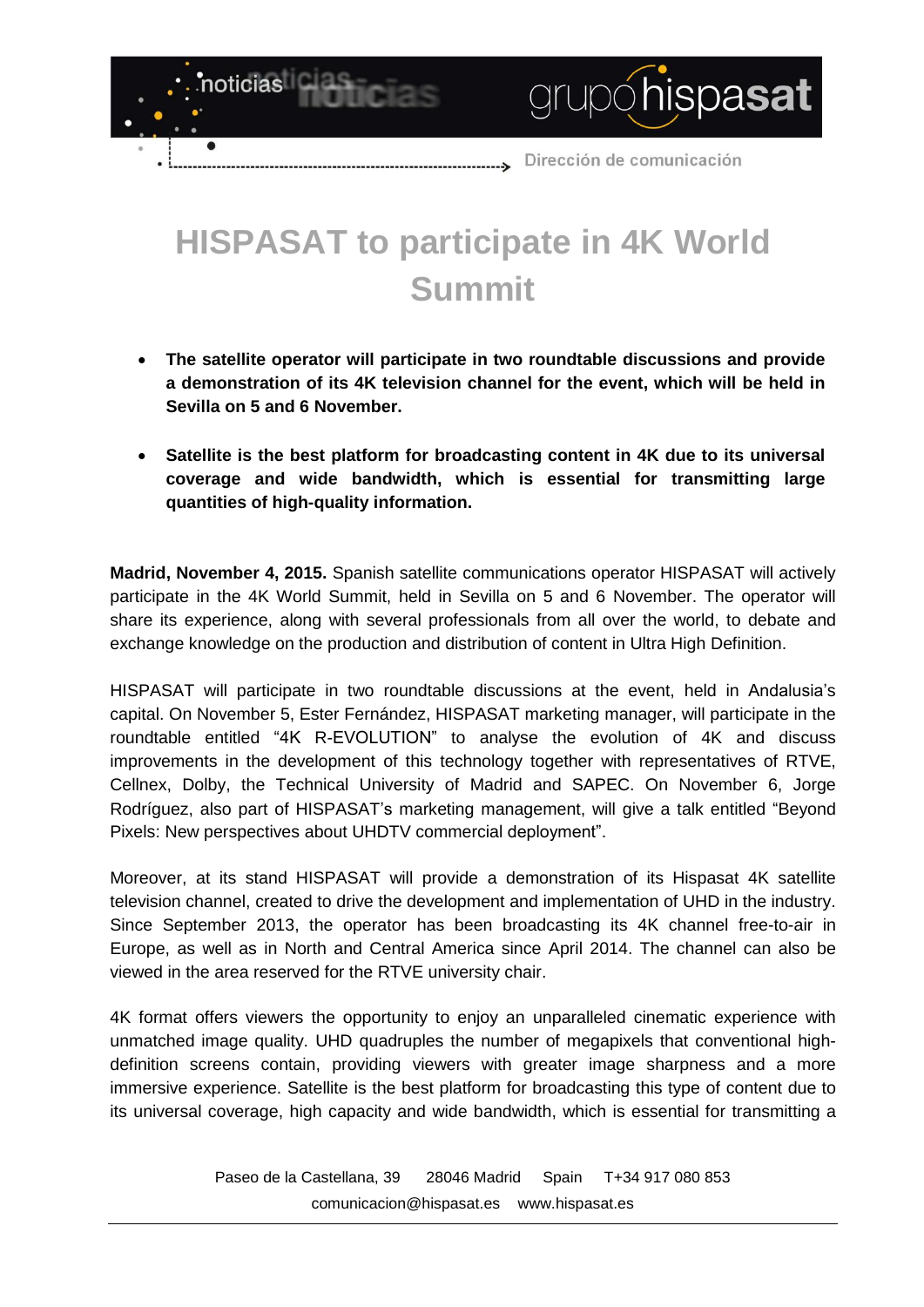# HISPASAT to participate in 4K World Summit

- **The satellite operator will participate in two roundtable discussions and provide a demonstration of its 4K television channel for the event, which will be held in Sevilla on 5 and 6 November.**
- **Satellite is the best platform for broadcasting content in 4K due to its universal coverage and wide bandwidth, which is essential for transmitting large quantities of high-quality information.**

**Madrid, November 4, 2015.** Spanish satellite communications operator HISPASAT will actively participate in the 4K World Summit, held in Sevilla on 5 and 6 November. The operator will share its experience, along with several professionals from all over the world, to debate and exchange knowledge on the production and distribution of content in Ultra High Definition.

HISPASAT will participate in two roundtable discussions at the event, held in Andalusia's capital. On November 5, Ester Fernández, HISPASAT marketing manager, will participate in the roundtable entitled "4K R-EVOLUTION" to analyse the evolution of 4K and discuss improvements in the development of this technology together with representatives of RTVE, Cellnex, Dolby, the Technical University of Madrid and SAPEC. On November 6, Jorge Rodríguez, also part of HISPASAT's marketing management, will give a talk entitled "Beyond Pixels: New perspectives about UHDTV commercial deployment".

Moreover, at its stand HISPASAT will provide a demonstration of its Hispasat 4K satellite television channel, created to drive the development and implementation of UHD in the industry. Since September 2013, the operator has been broadcasting its 4K channel free-to-air in Europe, as well as in North and Central America since April 2014. The channel can also be viewed in the area reserved for the RTVE university chair.

4K format offers viewers the opportunity to enjoy an unparalleled cinematic experience with unmatched image quality. UHD quadruples the number of megapixels that conventional high-definition screens contain, providing viewers with greater image sharpness and a more immersive experience. Satellite is the best platform for broadcasting this type of content due to its universal coverage, high capacity and wide bandwidth, which is essential for transmitting a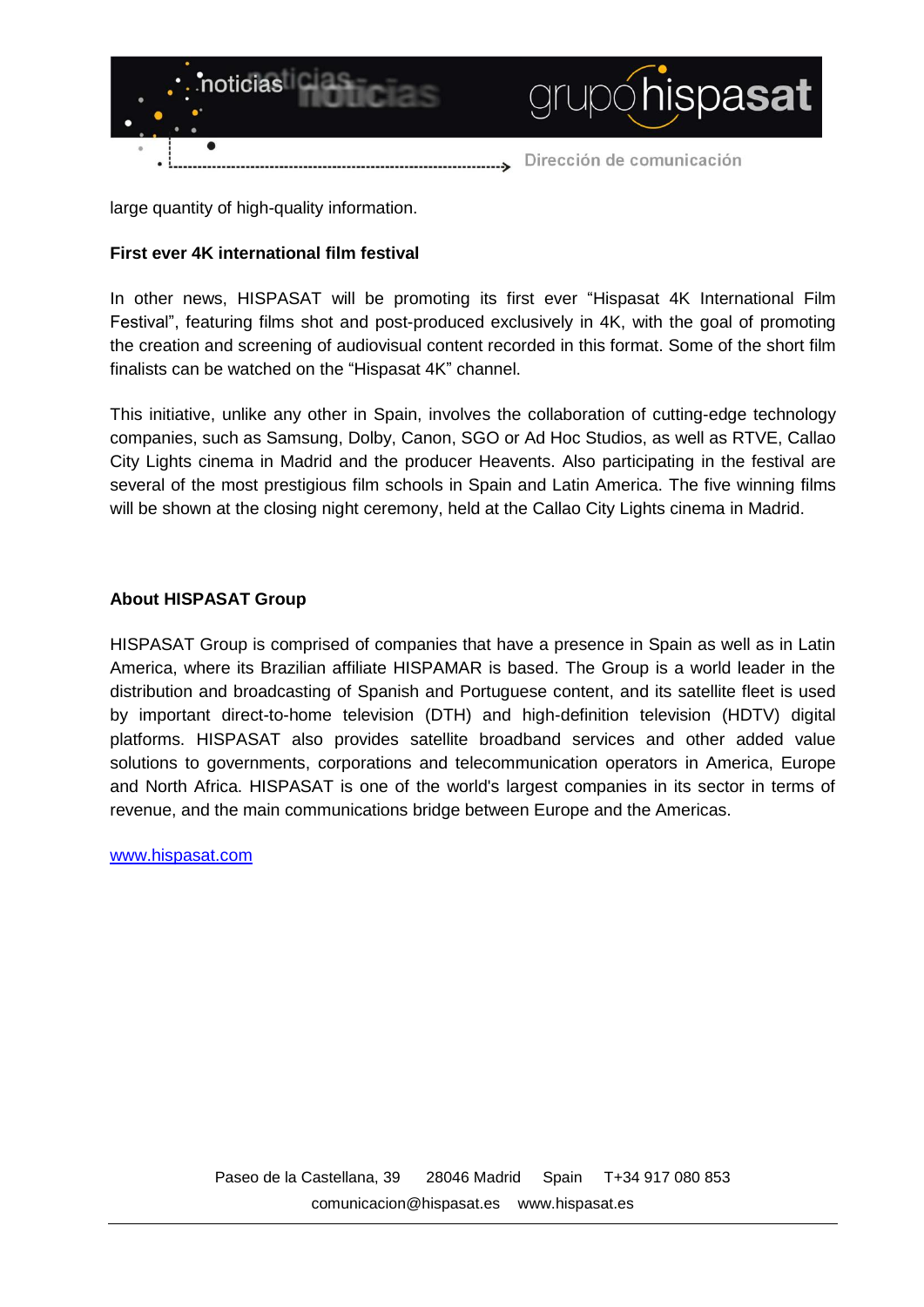large quantity of high-quality information.

**First ever 4K international film festival**

In other news, HISPASAT will be promoting its first ever "Hispasat 4K International Film Festival", featuring films shot and post-produced exclusively in 4K, with the goal of promoting the creation and screening of audiovisual content recorded in this format. Some of the short film finalists can be watched on the "Hispasat 4K" channel.

This initiative, unlike any other in Spain, involves the collaboration of cutting-edge technology companies, such as Samsung, Dolby, Canon, SGO or Ad Hoc Studios, as well as RTVE, Callao City Lights cinema in Madrid and the producer Heavents. Also participating in the festival are several of the most prestigious film schools in Spain and Latin America. The five winning films will be shown at the closing night ceremony, held at the Callao City Lights cinema in Madrid.

**About HISPASAT Group**

HISPASAT Group is comprised of companies that have a presence in Spain as well as in Latin America, where its Brazilian affiliate HISPAMAR is based. The Group is a world leader in the distribution and broadcasting of Spanish and Portuguese content, and its satellite fleet is used by important direct-to-home television (DTH) and high-definition television (HDTV) digital platforms. HISPASAT also provides satellite broadband services and other added value solutions to governments, corporations and telecommunication operators in America, Europe and North Africa. HISPASAT is one of the world's largest companies in its sector in terms of revenue, and the main communications bridge between Europe and the Americas.

www.hispasat.com